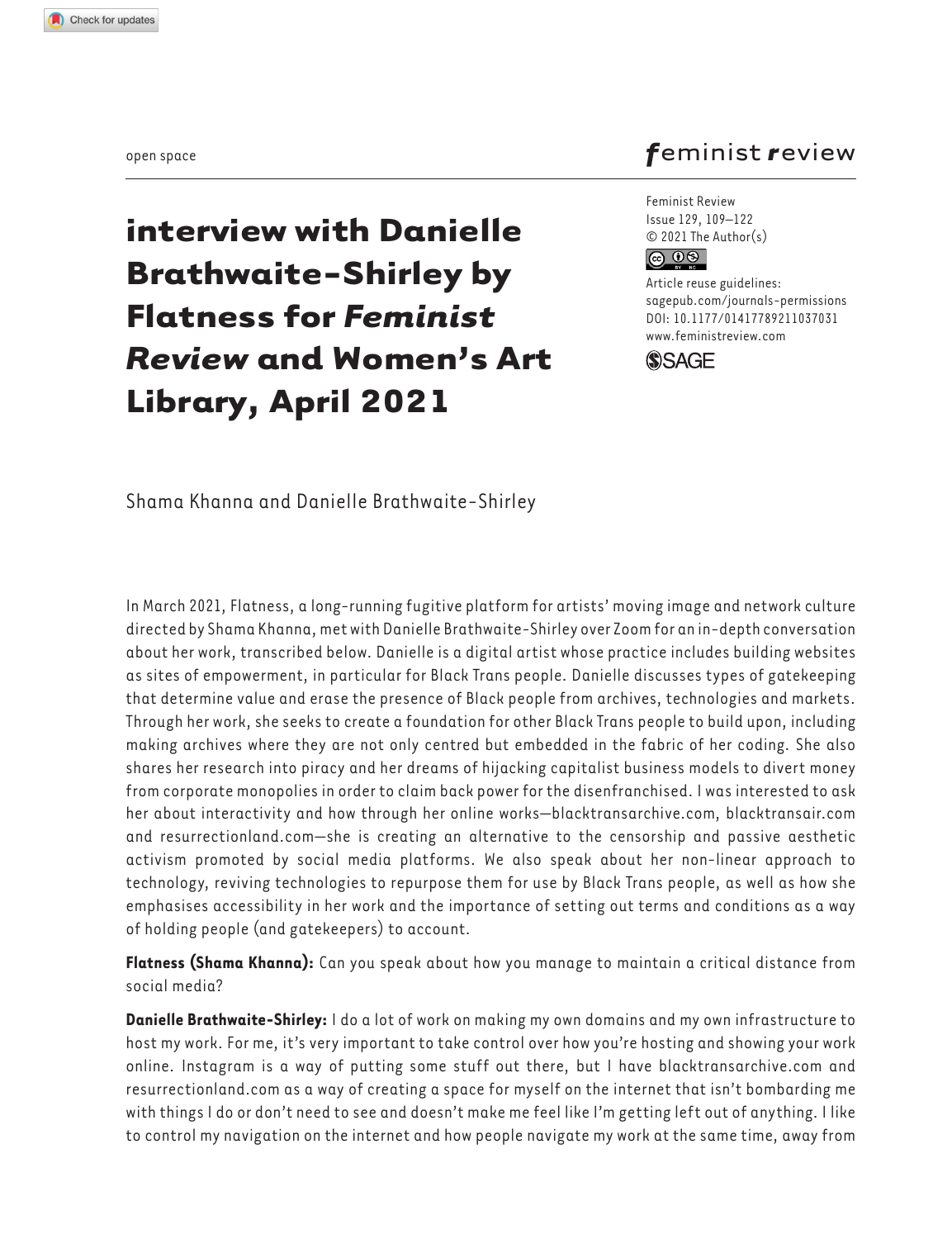open space

# interview with Danielle Brathwaite-Shirley by Flatness for *Feminist Review* and Women's Art Library, April 2021

Feminist Review
Issue 129, 109–122
© 2021 The Author(s)
Article reuse guidelines:
sagepub.com/journals-permissions
DOI: 10.1177/01417789211037031
www.feministreview.com

Shama Khanna and Danielle Brathwaite-Shirley

In March 2021, Flatness, a long-running fugitive platform for artists' moving image and network culture directed by Shama Khanna, met with Danielle Brathwaite-Shirley over Zoom for an in-depth conversation about her work, transcribed below. Danielle is a digital artist whose practice includes building websites as sites of empowerment, in particular for Black Trans people. Danielle discusses types of gatekeeping that determine value and erase the presence of Black people from archives, technologies and markets. Through her work, she seeks to create a foundation for other Black Trans people to build upon, including making archives where they are not only centred but embedded in the fabric of her coding. She also shares her research into piracy and her dreams of hijacking capitalist business models to divert money from corporate monopolies in order to claim back power for the disenfranchised. I was interested to ask her about interactivity and how through her online works—blacktransarchive.com, blacktransair.com and resurrectionland.com—she is creating an alternative to the censorship and passive aesthetic activism promoted by social media platforms. We also speak about her non-linear approach to technology, reviving technologies to repurpose them for use by Black Trans people, as well as how she emphasises accessibility in her work and the importance of setting out terms and conditions as a way of holding people (and gatekeepers) to account.

**Flatness (Shama Khanna):** Can you speak about how you manage to maintain a critical distance from social media?

**Danielle Brathwaite-Shirley:** I do a lot of work on making my own domains and my own infrastructure to host my work. For me, it's very important to take control over how you're hosting and showing your work online. Instagram is a way of putting some stuff out there, but I have blacktransarchive.com and resurrectionland.com as a way of creating a space for myself on the internet that isn't bombarding me with things I do or don't need to see and doesn't make me feel like I'm getting left out of anything. I like to control my navigation on the internet and how people navigate my work at the same time, away from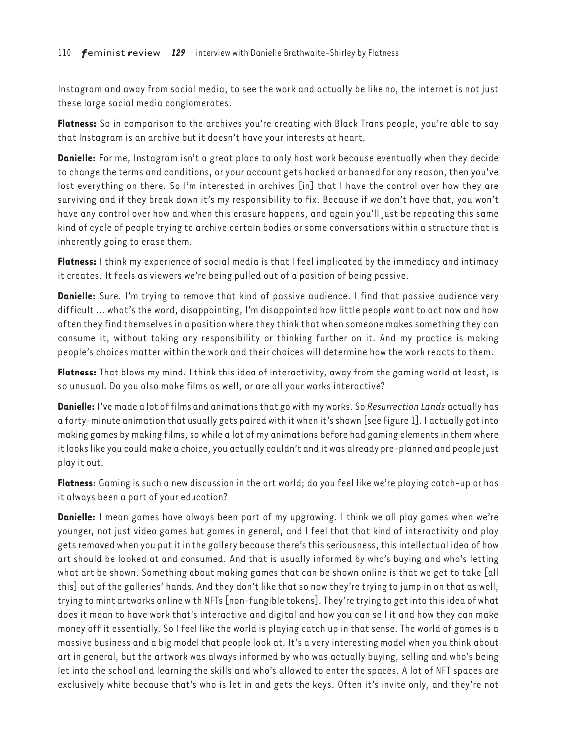Instagram and away from social media, to see the work and actually be like no, the internet is not just these large social media conglomerates.

**Flatness:** So in comparison to the archives you're creating with Black Trans people, you're able to say that Instagram is an archive but it doesn't have your interests at heart.

**Danielle:** For me, Instagram isn't a great place to only host work because eventually when they decide to change the terms and conditions, or your account gets hacked or banned for any reason, then you've lost everything on there. So I'm interested in archives [in] that I have the control over how they are surviving and if they break down it's my responsibility to fix. Because if we don't have that, you won't have any control over how and when this erasure happens, and again you'll just be repeating this same kind of cycle of people trying to archive certain bodies or some conversations within a structure that is inherently going to erase them.

**Flatness:** I think my experience of social media is that I feel implicated by the immediacy and intimacy it creates. It feels as viewers we're being pulled out of a position of being passive.

**Danielle:** Sure. I'm trying to remove that kind of passive audience. I find that passive audience very difficult ... what's the word, disappointing, I'm disappointed how little people want to act now and how often they find themselves in a position where they think that when someone makes something they can consume it, without taking any responsibility or thinking further on it. And my practice is making people's choices matter within the work and their choices will determine how the work reacts to them.

**Flatness:** That blows my mind. I think this idea of interactivity, away from the gaming world at least, is so unusual. Do you also make films as well, or are all your works interactive?

**Danielle:** I've made a lot of films and animations that go with my works. So *Resurrection Lands* actually has a forty-minute animation that usually gets paired with it when it's shown [see Figure 1]. I actually got into making games by making films, so while a lot of my animations before had gaming elements in them where it looks like you could make a choice, you actually couldn't and it was already pre-planned and people just play it out.

**Flatness:** Gaming is such a new discussion in the art world; do you feel like we're playing catch-up or has it always been a part of your education?

**Danielle:** I mean games have always been part of my upgrowing. I think we all play games when we're younger, not just video games but games in general, and I feel that that kind of interactivity and play gets removed when you put it in the gallery because there's this seriousness, this intellectual idea of how art should be looked at and consumed. And that is usually informed by who's buying and who's letting what art be shown. Something about making games that can be shown online is that we get to take [all this] out of the galleries' hands. And they don't like that so now they're trying to jump in on that as well, trying to mint artworks online with NFTs [non-fungible tokens]. They're trying to get into this idea of what does it mean to have work that's interactive and digital and how you can sell it and how they can make money off it essentially. So I feel like the world is playing catch up in that sense. The world of games is a massive business and a big model that people look at. It's a very interesting model when you think about art in general, but the artwork was always informed by who was actually buying, selling and who's being let into the school and learning the skills and who's allowed to enter the spaces. A lot of NFT spaces are exclusively white because that's who is let in and gets the keys. Often it's invite only, and they're not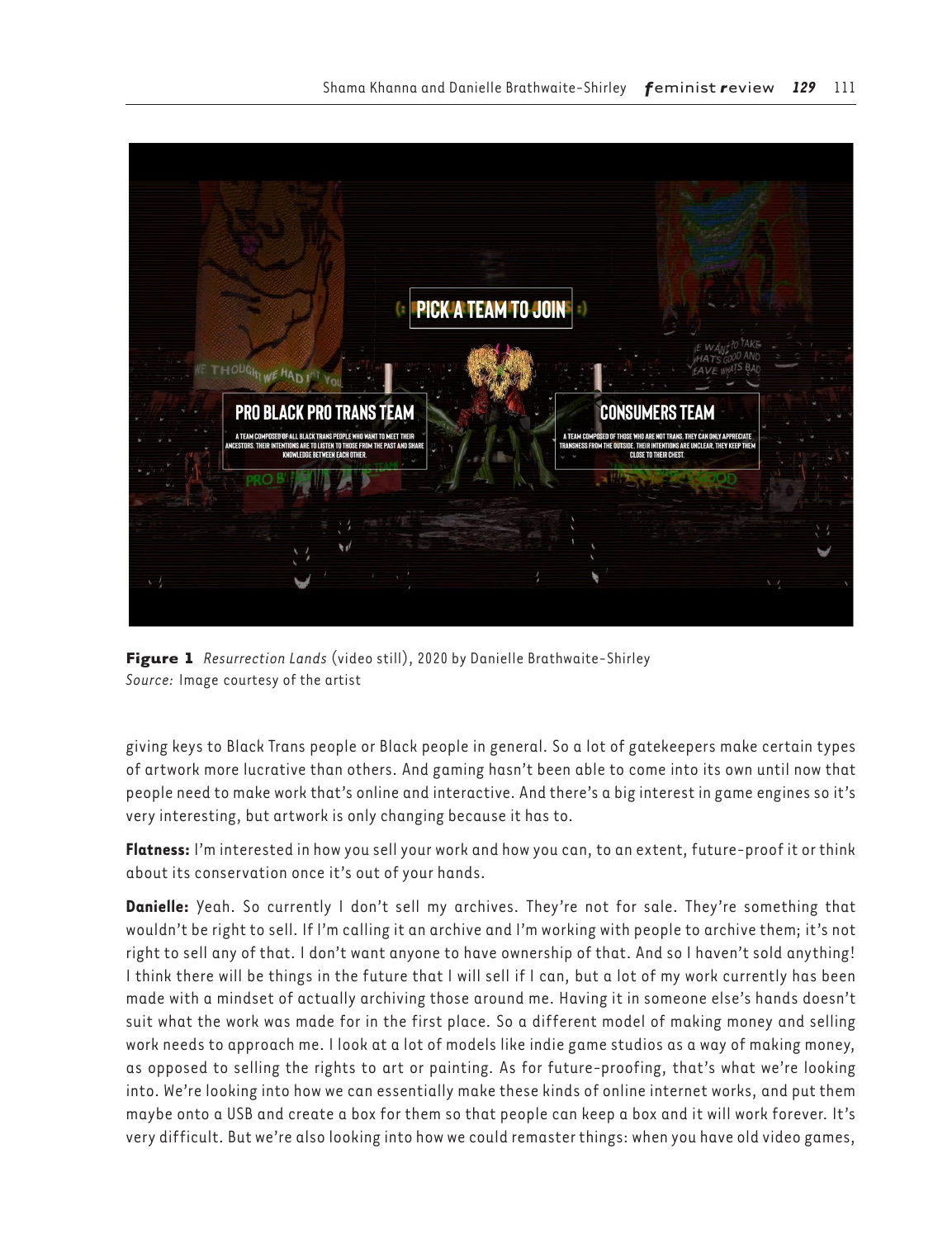**Figure 1** *Resurrection Lands* (video still), 2020 by Danielle Brathwaite-Shirley
*Source:* Image courtesy of the artist

giving keys to Black Trans people or Black people in general. So a lot of gatekeepers make certain types of artwork more lucrative than others. And gaming hasn't been able to come into its own until now that people need to make work that's online and interactive. And there's a big interest in game engines so it's very interesting, but artwork is only changing because it has to.

**Flatness:** I'm interested in how you sell your work and how you can, to an extent, future-proof it or think about its conservation once it's out of your hands.

**Danielle:** Yeah. So currently I don't sell my archives. They're not for sale. They're something that wouldn't be right to sell. If I'm calling it an archive and I'm working with people to archive them; it's not right to sell any of that. I don't want anyone to have ownership of that. And so I haven't sold anything! I think there will be things in the future that I will sell if I can, but a lot of my work currently has been made with a mindset of actually archiving those around me. Having it in someone else's hands doesn't suit what the work was made for in the first place. So a different model of making money and selling work needs to approach me. I look at a lot of models like indie game studios as a way of making money, as opposed to selling the rights to art or painting. As for future-proofing, that's what we're looking into. We're looking into how we can essentially make these kinds of online internet works, and put them maybe onto a USB and create a box for them so that people can keep a box and it will work forever. It's very difficult. But we're also looking into how we could remaster things: when you have old video games,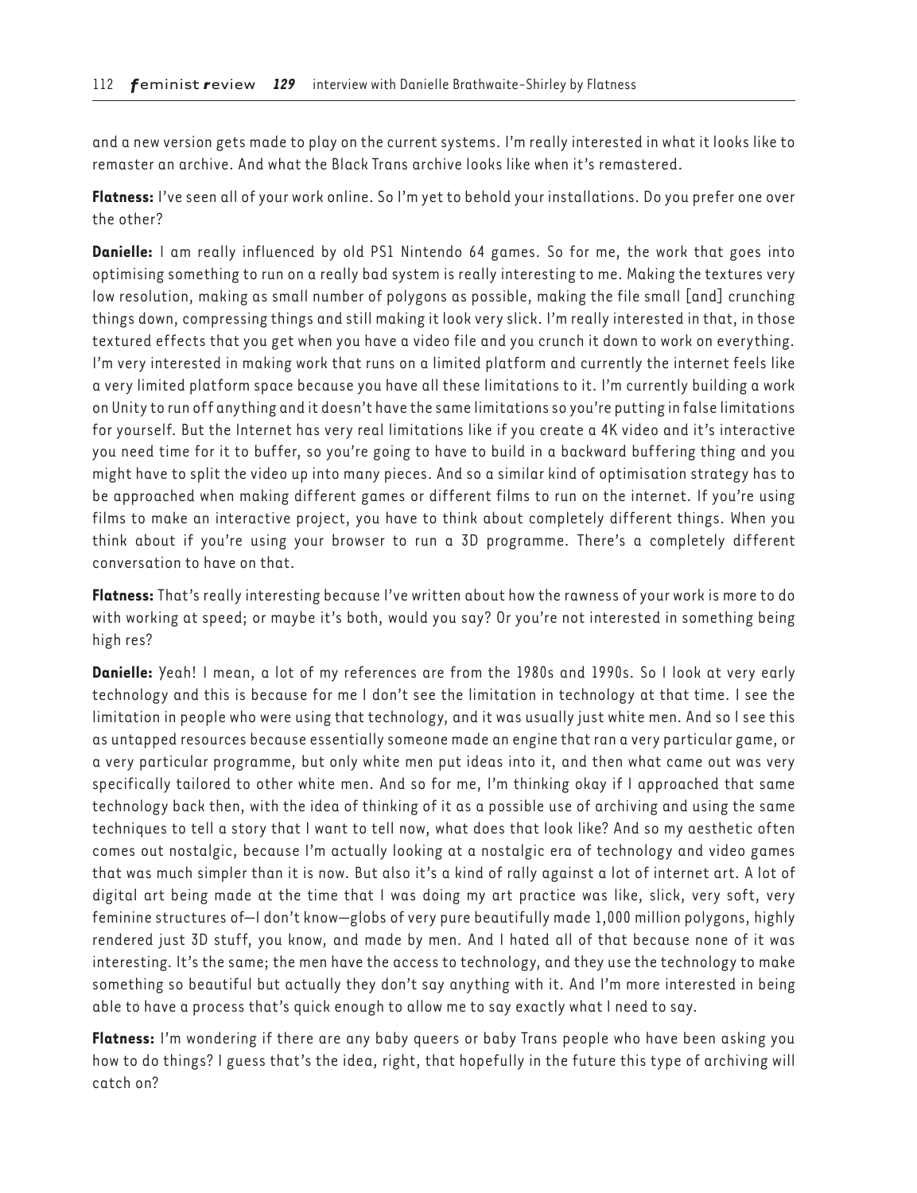and a new version gets made to play on the current systems. I'm really interested in what it looks like to remaster an archive. And what the Black Trans archive looks like when it's remastered.

**Flatness:** I've seen all of your work online. So I'm yet to behold your installations. Do you prefer one over the other?

**Danielle:** I am really influenced by old PS1 Nintendo 64 games. So for me, the work that goes into optimising something to run on a really bad system is really interesting to me. Making the textures very low resolution, making as small number of polygons as possible, making the file small [and] crunching things down, compressing things and still making it look very slick. I'm really interested in that, in those textured effects that you get when you have a video file and you crunch it down to work on everything. I'm very interested in making work that runs on a limited platform and currently the internet feels like a very limited platform space because you have all these limitations to it. I'm currently building a work on Unity to run off anything and it doesn't have the same limitations so you're putting in false limitations for yourself. But the Internet has very real limitations like if you create a 4K video and it's interactive you need time for it to buffer, so you're going to have to build in a backward buffering thing and you might have to split the video up into many pieces. And so a similar kind of optimisation strategy has to be approached when making different games or different films to run on the internet. If you're using films to make an interactive project, you have to think about completely different things. When you think about if you're using your browser to run a 3D programme. There's a completely different conversation to have on that.

**Flatness:** That's really interesting because I've written about how the rawness of your work is more to do with working at speed; or maybe it's both, would you say? Or you're not interested in something being high res?

**Danielle:** Yeah! I mean, a lot of my references are from the 1980s and 1990s. So I look at very early technology and this is because for me I don't see the limitation in technology at that time. I see the limitation in people who were using that technology, and it was usually just white men. And so I see this as untapped resources because essentially someone made an engine that ran a very particular game, or a very particular programme, but only white men put ideas into it, and then what came out was very specifically tailored to other white men. And so for me, I'm thinking okay if I approached that same technology back then, with the idea of thinking of it as a possible use of archiving and using the same techniques to tell a story that I want to tell now, what does that look like? And so my aesthetic often comes out nostalgic, because I'm actually looking at a nostalgic era of technology and video games that was much simpler than it is now. But also it's a kind of rally against a lot of internet art. A lot of digital art being made at the time that I was doing my art practice was like, slick, very soft, very feminine structures of—I don't know—globs of very pure beautifully made 1,000 million polygons, highly rendered just 3D stuff, you know, and made by men. And I hated all of that because none of it was interesting. It's the same; the men have the access to technology, and they use the technology to make something so beautiful but actually they don't say anything with it. And I'm more interested in being able to have a process that's quick enough to allow me to say exactly what I need to say.

**Flatness:** I'm wondering if there are any baby queers or baby Trans people who have been asking you how to do things? I guess that's the idea, right, that hopefully in the future this type of archiving will catch on?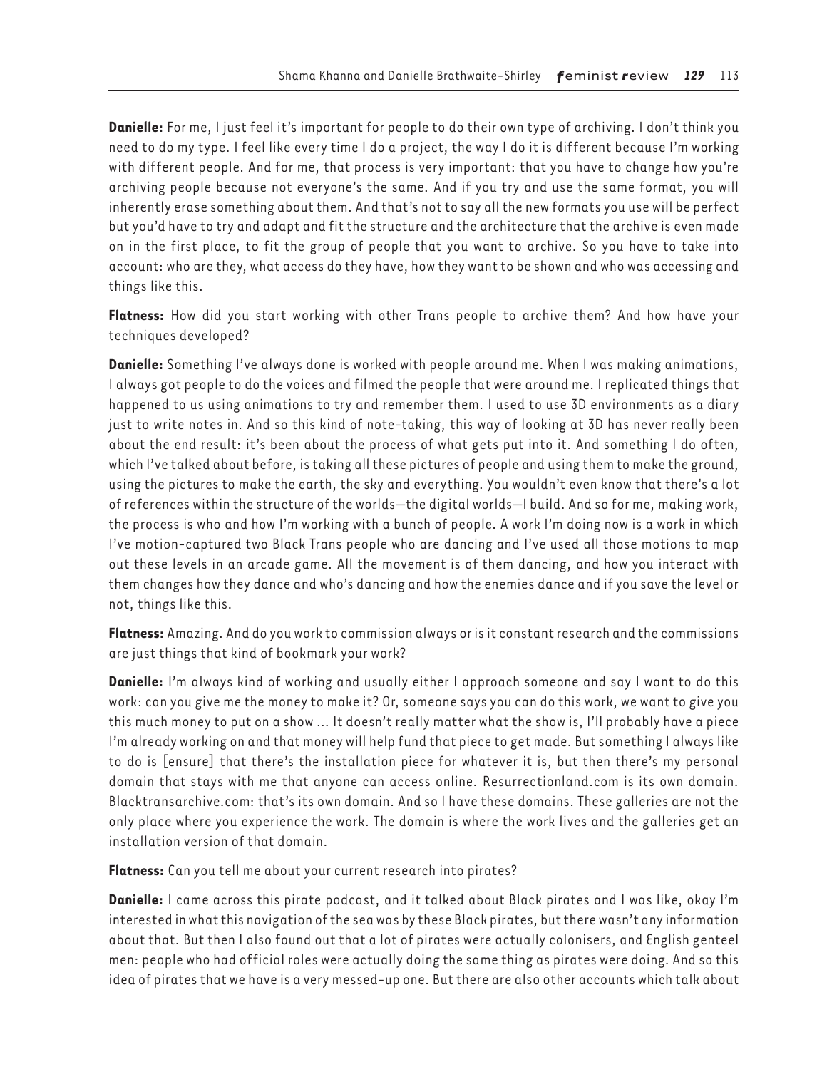**Danielle:** For me, I just feel it's important for people to do their own type of archiving. I don't think you need to do my type. I feel like every time I do a project, the way I do it is different because I'm working with different people. And for me, that process is very important: that you have to change how you're archiving people because not everyone's the same. And if you try and use the same format, you will inherently erase something about them. And that's not to say all the new formats you use will be perfect but you'd have to try and adapt and fit the structure and the architecture that the archive is even made on in the first place, to fit the group of people that you want to archive. So you have to take into account: who are they, what access do they have, how they want to be shown and who was accessing and things like this.

**Flatness:** How did you start working with other Trans people to archive them? And how have your techniques developed?

**Danielle:** Something I've always done is worked with people around me. When I was making animations, I always got people to do the voices and filmed the people that were around me. I replicated things that happened to us using animations to try and remember them. I used to use 3D environments as a diary just to write notes in. And so this kind of note-taking, this way of looking at 3D has never really been about the end result: it's been about the process of what gets put into it. And something I do often, which I've talked about before, is taking all these pictures of people and using them to make the ground, using the pictures to make the earth, the sky and everything. You wouldn't even know that there's a lot of references within the structure of the worlds—the digital worlds—I build. And so for me, making work, the process is who and how I'm working with a bunch of people. A work I'm doing now is a work in which I've motion-captured two Black Trans people who are dancing and I've used all those motions to map out these levels in an arcade game. All the movement is of them dancing, and how you interact with them changes how they dance and who's dancing and how the enemies dance and if you save the level or not, things like this.

**Flatness:** Amazing. And do you work to commission always or is it constant research and the commissions are just things that kind of bookmark your work?

**Danielle:** I'm always kind of working and usually either I approach someone and say I want to do this work: can you give me the money to make it? Or, someone says you can do this work, we want to give you this much money to put on a show ... It doesn't really matter what the show is, I'll probably have a piece I'm already working on and that money will help fund that piece to get made. But something I always like to do is [ensure] that there's the installation piece for whatever it is, but then there's my personal domain that stays with me that anyone can access online. Resurrectionland.com is its own domain. Blacktransarchive.com: that's its own domain. And so I have these domains. These galleries are not the only place where you experience the work. The domain is where the work lives and the galleries get an installation version of that domain.

**Flatness:** Can you tell me about your current research into pirates?

**Danielle:** I came across this pirate podcast, and it talked about Black pirates and I was like, okay I'm interested in what this navigation of the sea was by these Black pirates, but there wasn't any information about that. But then I also found out that a lot of pirates were actually colonisers, and English genteel men: people who had official roles were actually doing the same thing as pirates were doing. And so this idea of pirates that we have is a very messed-up one. But there are also other accounts which talk about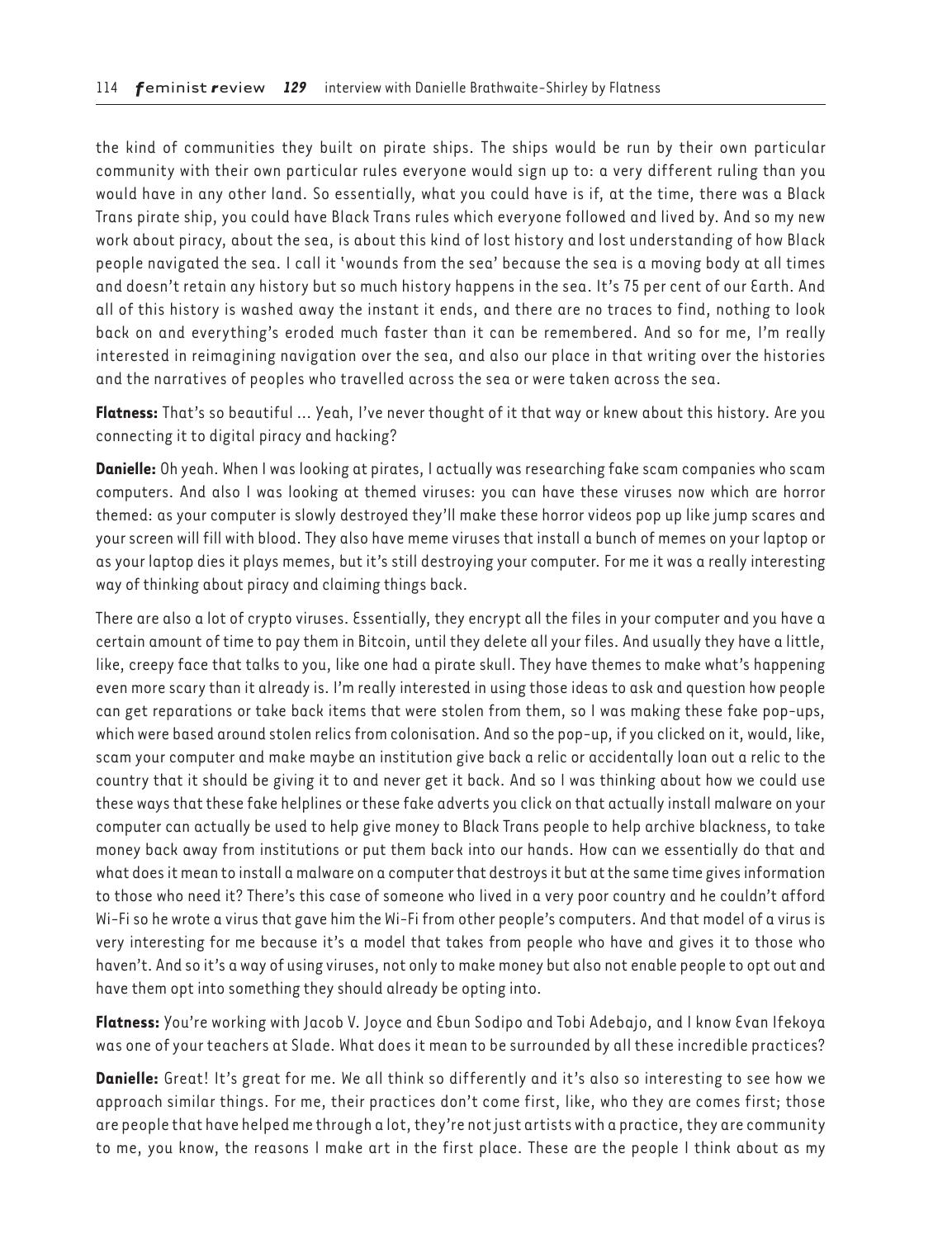the kind of communities they built on pirate ships. The ships would be run by their own particular community with their own particular rules everyone would sign up to: a very different ruling than you would have in any other land. So essentially, what you could have is if, at the time, there was a Black Trans pirate ship, you could have Black Trans rules which everyone followed and lived by. And so my new work about piracy, about the sea, is about this kind of lost history and lost understanding of how Black people navigated the sea. I call it 'wounds from the sea' because the sea is a moving body at all times and doesn't retain any history but so much history happens in the sea. It's 75 per cent of our Earth. And all of this history is washed away the instant it ends, and there are no traces to find, nothing to look back on and everything's eroded much faster than it can be remembered. And so for me, I'm really interested in reimagining navigation over the sea, and also our place in that writing over the histories and the narratives of peoples who travelled across the sea or were taken across the sea.

**Flatness:** That's so beautiful ... Yeah, I've never thought of it that way or knew about this history. Are you connecting it to digital piracy and hacking?

**Danielle:** Oh yeah. When I was looking at pirates, I actually was researching fake scam companies who scam computers. And also I was looking at themed viruses: you can have these viruses now which are horror themed: as your computer is slowly destroyed they'll make these horror videos pop up like jump scares and your screen will fill with blood. They also have meme viruses that install a bunch of memes on your laptop or as your laptop dies it plays memes, but it's still destroying your computer. For me it was a really interesting way of thinking about piracy and claiming things back.

There are also a lot of crypto viruses. Essentially, they encrypt all the files in your computer and you have a certain amount of time to pay them in Bitcoin, until they delete all your files. And usually they have a little, like, creepy face that talks to you, like one had a pirate skull. They have themes to make what's happening even more scary than it already is. I'm really interested in using those ideas to ask and question how people can get reparations or take back items that were stolen from them, so I was making these fake pop-ups, which were based around stolen relics from colonisation. And so the pop-up, if you clicked on it, would, like, scam your computer and make maybe an institution give back a relic or accidentally loan out a relic to the country that it should be giving it to and never get it back. And so I was thinking about how we could use these ways that these fake helplines or these fake adverts you click on that actually install malware on your computer can actually be used to help give money to Black Trans people to help archive blackness, to take money back away from institutions or put them back into our hands. How can we essentially do that and what does it mean to install a malware on a computer that destroys it but at the same time gives information to those who need it? There's this case of someone who lived in a very poor country and he couldn't afford Wi-Fi so he wrote a virus that gave him the Wi-Fi from other people's computers. And that model of a virus is very interesting for me because it's a model that takes from people who have and gives it to those who haven't. And so it's a way of using viruses, not only to make money but also not enable people to opt out and have them opt into something they should already be opting into.

**Flatness:** You're working with Jacob V. Joyce and Ebun Sodipo and Tobi Adebajo, and I know Evan Ifekoya was one of your teachers at Slade. What does it mean to be surrounded by all these incredible practices?

**Danielle:** Great! It's great for me. We all think so differently and it's also so interesting to see how we approach similar things. For me, their practices don't come first, like, who they are comes first; those are people that have helped me through a lot, they're not just artists with a practice, they are community to me, you know, the reasons I make art in the first place. These are the people I think about as my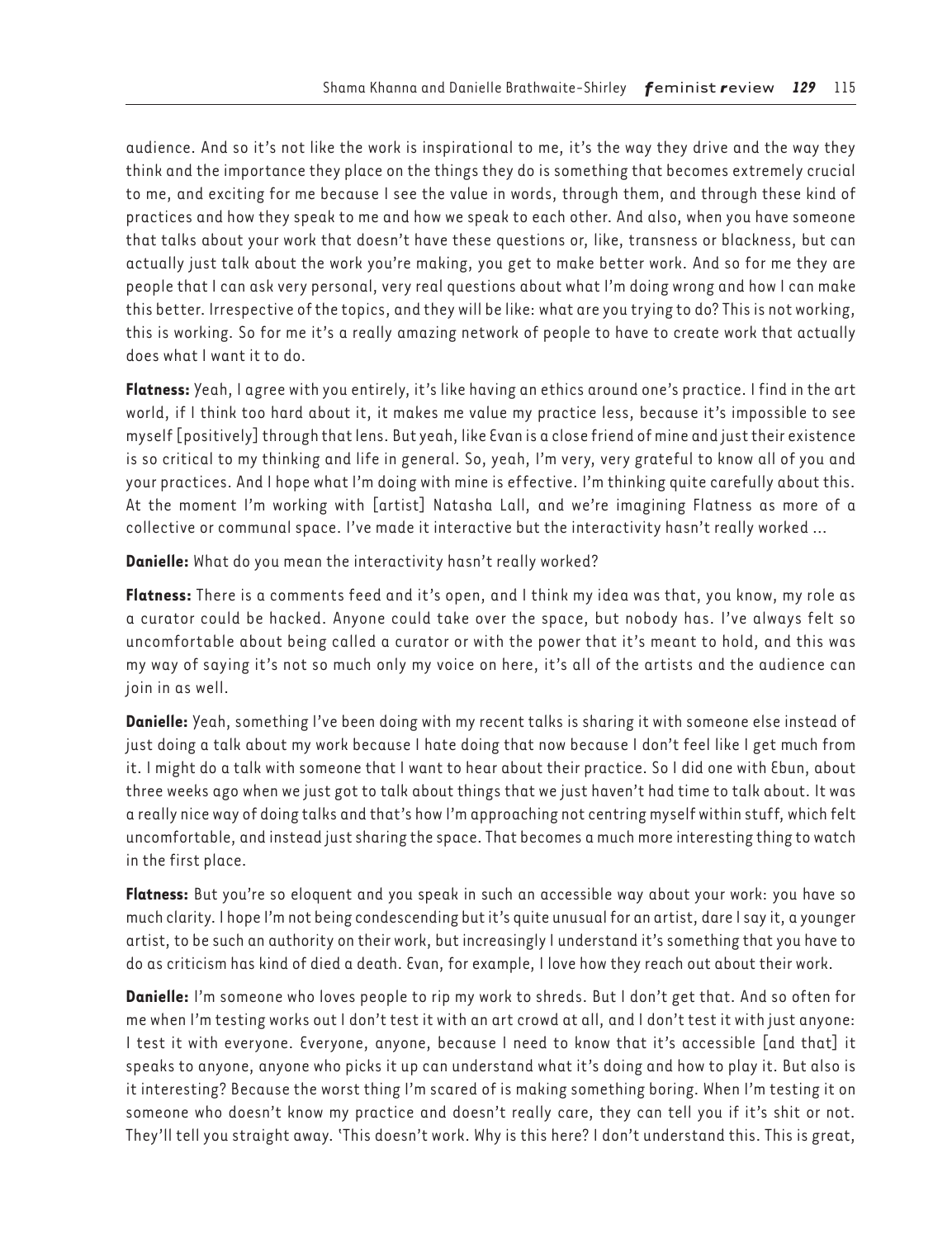audience. And so it's not like the work is inspirational to me, it's the way they drive and the way they think and the importance they place on the things they do is something that becomes extremely crucial to me, and exciting for me because I see the value in words, through them, and through these kind of practices and how they speak to me and how we speak to each other. And also, when you have someone that talks about your work that doesn't have these questions or, like, transness or blackness, but can actually just talk about the work you're making, you get to make better work. And so for me they are people that I can ask very personal, very real questions about what I'm doing wrong and how I can make this better. Irrespective of the topics, and they will be like: what are you trying to do? This is not working, this is working. So for me it's a really amazing network of people to have to create work that actually does what I want it to do.

**Flatness:** Yeah, I agree with you entirely, it's like having an ethics around one's practice. I find in the art world, if I think too hard about it, it makes me value my practice less, because it's impossible to see myself [positively] through that lens. But yeah, like Evan is a close friend of mine and just their existence is so critical to my thinking and life in general. So, yeah, I'm very, very grateful to know all of you and your practices. And I hope what I'm doing with mine is effective. I'm thinking quite carefully about this. At the moment I'm working with [artist] Natasha Lall, and we're imagining Flatness as more of a collective or communal space. I've made it interactive but the interactivity hasn't really worked ...

**Danielle:** What do you mean the interactivity hasn't really worked?

**Flatness:** There is a comments feed and it's open, and I think my idea was that, you know, my role as a curator could be hacked. Anyone could take over the space, but nobody has. I've always felt so uncomfortable about being called a curator or with the power that it's meant to hold, and this was my way of saying it's not so much only my voice on here, it's all of the artists and the audience can join in as well.

**Danielle:** Yeah, something I've been doing with my recent talks is sharing it with someone else instead of just doing a talk about my work because I hate doing that now because I don't feel like I get much from it. I might do a talk with someone that I want to hear about their practice. So I did one with Ebun, about three weeks ago when we just got to talk about things that we just haven't had time to talk about. It was a really nice way of doing talks and that's how I'm approaching not centring myself within stuff, which felt uncomfortable, and instead just sharing the space. That becomes a much more interesting thing to watch in the first place.

**Flatness:** But you're so eloquent and you speak in such an accessible way about your work: you have so much clarity. I hope I'm not being condescending but it's quite unusual for an artist, dare I say it, a younger artist, to be such an authority on their work, but increasingly I understand it's something that you have to do as criticism has kind of died a death. Evan, for example, I love how they reach out about their work.

**Danielle:** I'm someone who loves people to rip my work to shreds. But I don't get that. And so often for me when I'm testing works out I don't test it with an art crowd at all, and I don't test it with just anyone: I test it with everyone. Everyone, anyone, because I need to know that it's accessible [and that] it speaks to anyone, anyone who picks it up can understand what it's doing and how to play it. But also is it interesting? Because the worst thing I'm scared of is making something boring. When I'm testing it on someone who doesn't know my practice and doesn't really care, they can tell you if it's shit or not. They'll tell you straight away. 'This doesn't work. Why is this here? I don't understand this. This is great,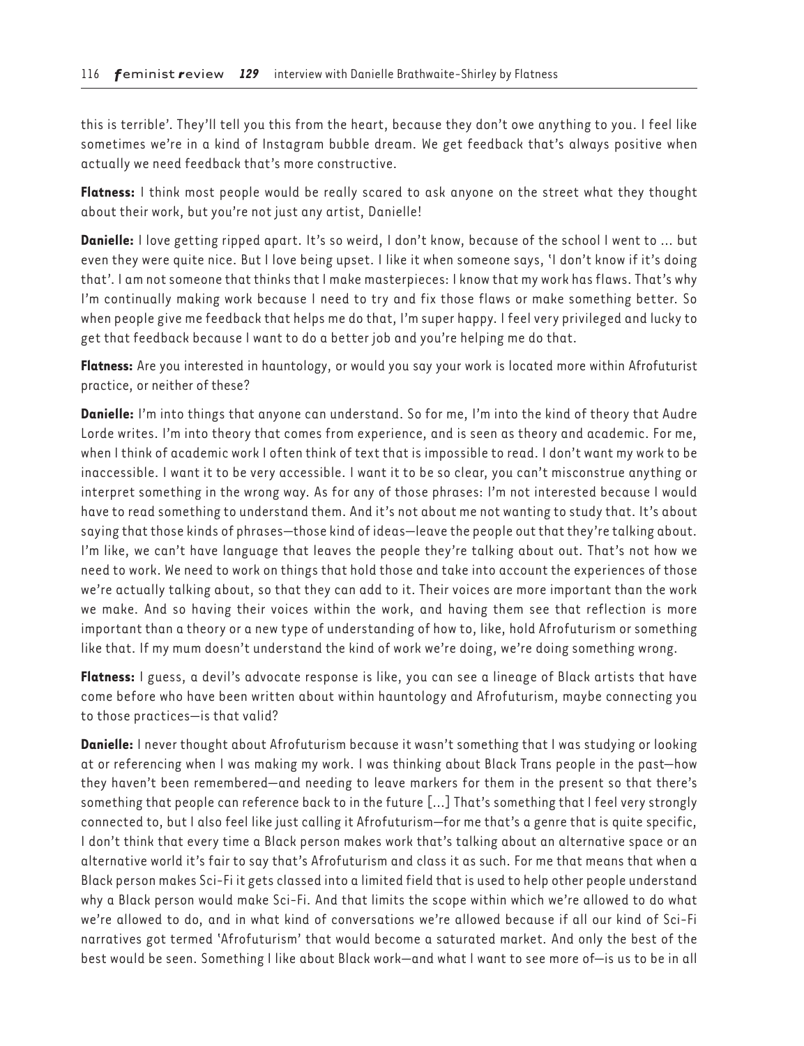this is terrible'. They'll tell you this from the heart, because they don't owe anything to you. I feel like sometimes we're in a kind of Instagram bubble dream. We get feedback that's always positive when actually we need feedback that's more constructive.

**Flatness:** I think most people would be really scared to ask anyone on the street what they thought about their work, but you're not just any artist, Danielle!

**Danielle:** I love getting ripped apart. It's so weird, I don't know, because of the school I went to ... but even they were quite nice. But I love being upset. I like it when someone says, 'I don't know if it's doing that'. I am not someone that thinks that I make masterpieces: I know that my work has flaws. That's why I'm continually making work because I need to try and fix those flaws or make something better. So when people give me feedback that helps me do that, I'm super happy. I feel very privileged and lucky to get that feedback because I want to do a better job and you're helping me do that.

**Flatness:** Are you interested in hauntology, or would you say your work is located more within Afrofuturist practice, or neither of these?

**Danielle:** I'm into things that anyone can understand. So for me, I'm into the kind of theory that Audre Lorde writes. I'm into theory that comes from experience, and is seen as theory and academic. For me, when I think of academic work I often think of text that is impossible to read. I don't want my work to be inaccessible. I want it to be very accessible. I want it to be so clear, you can't misconstrue anything or interpret something in the wrong way. As for any of those phrases: I'm not interested because I would have to read something to understand them. And it's not about me not wanting to study that. It's about saying that those kinds of phrases—those kind of ideas—leave the people out that they're talking about. I'm like, we can't have language that leaves the people they're talking about out. That's not how we need to work. We need to work on things that hold those and take into account the experiences of those we're actually talking about, so that they can add to it. Their voices are more important than the work we make. And so having their voices within the work, and having them see that reflection is more important than a theory or a new type of understanding of how to, like, hold Afrofuturism or something like that. If my mum doesn't understand the kind of work we're doing, we're doing something wrong.

**Flatness:** I guess, a devil's advocate response is like, you can see a lineage of Black artists that have come before who have been written about within hauntology and Afrofuturism, maybe connecting you to those practices—is that valid?

**Danielle:** I never thought about Afrofuturism because it wasn't something that I was studying or looking at or referencing when I was making my work. I was thinking about Black Trans people in the past—how they haven't been remembered—and needing to leave markers for them in the present so that there's something that people can reference back to in the future [...] That's something that I feel very strongly connected to, but I also feel like just calling it Afrofuturism—for me that's a genre that is quite specific, I don't think that every time a Black person makes work that's talking about an alternative space or an alternative world it's fair to say that's Afrofuturism and class it as such. For me that means that when a Black person makes Sci-Fi it gets classed into a limited field that is used to help other people understand why a Black person would make Sci-Fi. And that limits the scope within which we're allowed to do what we're allowed to do, and in what kind of conversations we're allowed because if all our kind of Sci-Fi narratives got termed 'Afrofuturism' that would become a saturated market. And only the best of the best would be seen. Something I like about Black work—and what I want to see more of—is us to be in all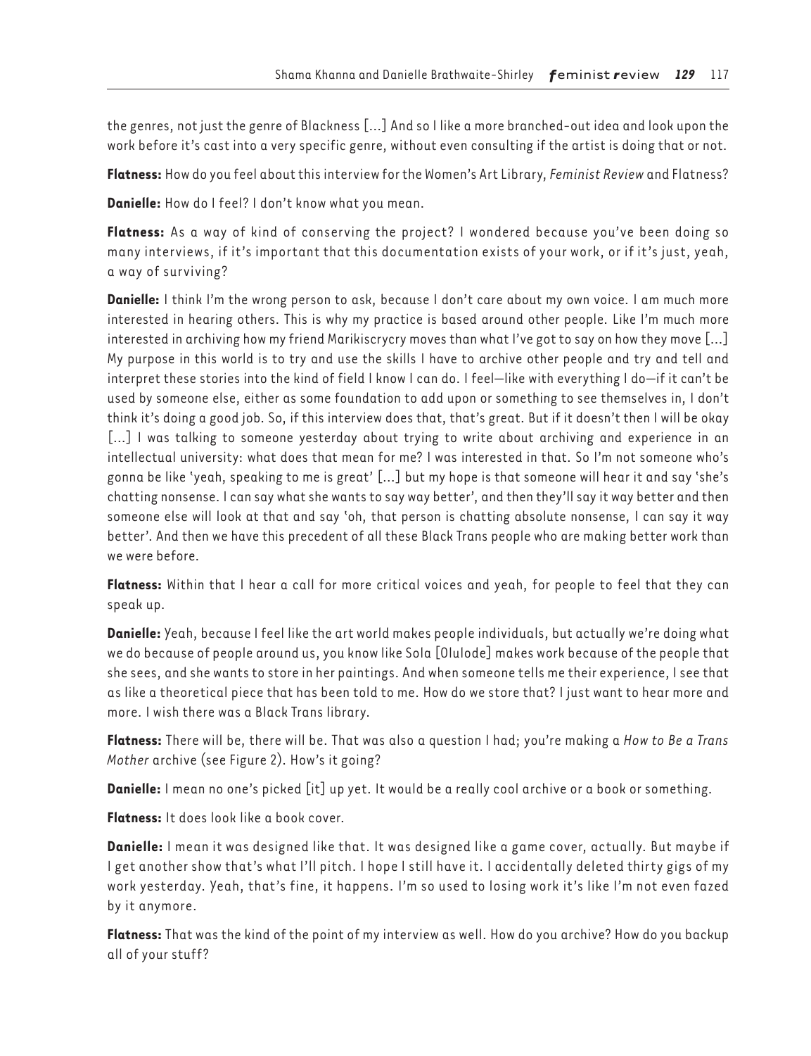the genres, not just the genre of Blackness [...] And so I like a more branched-out idea and look upon the work before it's cast into a very specific genre, without even consulting if the artist is doing that or not.

**Flatness:** How do you feel about this interview for the Women's Art Library, *Feminist Review* and Flatness?

**Danielle:** How do I feel? I don't know what you mean.

**Flatness:** As a way of kind of conserving the project? I wondered because you've been doing so many interviews, if it's important that this documentation exists of your work, or if it's just, yeah, a way of surviving?

**Danielle:** I think I'm the wrong person to ask, because I don't care about my own voice. I am much more interested in hearing others. This is why my practice is based around other people. Like I'm much more interested in archiving how my friend Marikiscrycry moves than what I've got to say on how they move [...] My purpose in this world is to try and use the skills I have to archive other people and try and tell and interpret these stories into the kind of field I know I can do. I feel—like with everything I do—if it can't be used by someone else, either as some foundation to add upon or something to see themselves in, I don't think it's doing a good job. So, if this interview does that, that's great. But if it doesn't then I will be okay [...] I was talking to someone yesterday about trying to write about archiving and experience in an intellectual university: what does that mean for me? I was interested in that. So I'm not someone who's gonna be like 'yeah, speaking to me is great' [...] but my hope is that someone will hear it and say 'she's chatting nonsense. I can say what she wants to say way better', and then they'll say it way better and then someone else will look at that and say 'oh, that person is chatting absolute nonsense, I can say it way better'. And then we have this precedent of all these Black Trans people who are making better work than we were before.

**Flatness:** Within that I hear a call for more critical voices and yeah, for people to feel that they can speak up.

**Danielle:** Yeah, because I feel like the art world makes people individuals, but actually we're doing what we do because of people around us, you know like Sola [Olulode] makes work because of the people that she sees, and she wants to store in her paintings. And when someone tells me their experience, I see that as like a theoretical piece that has been told to me. How do we store that? I just want to hear more and more. I wish there was a Black Trans library.

**Flatness:** There will be, there will be. That was also a question I had; you're making a *How to Be a Trans Mother* archive (see Figure 2). How's it going?

**Danielle:** I mean no one's picked [it] up yet. It would be a really cool archive or a book or something.

**Flatness:** It does look like a book cover.

**Danielle:** I mean it was designed like that. It was designed like a game cover, actually. But maybe if I get another show that's what I'll pitch. I hope I still have it. I accidentally deleted thirty gigs of my work yesterday. Yeah, that's fine, it happens. I'm so used to losing work it's like I'm not even fazed by it anymore.

**Flatness:** That was the kind of the point of my interview as well. How do you archive? How do you backup all of your stuff?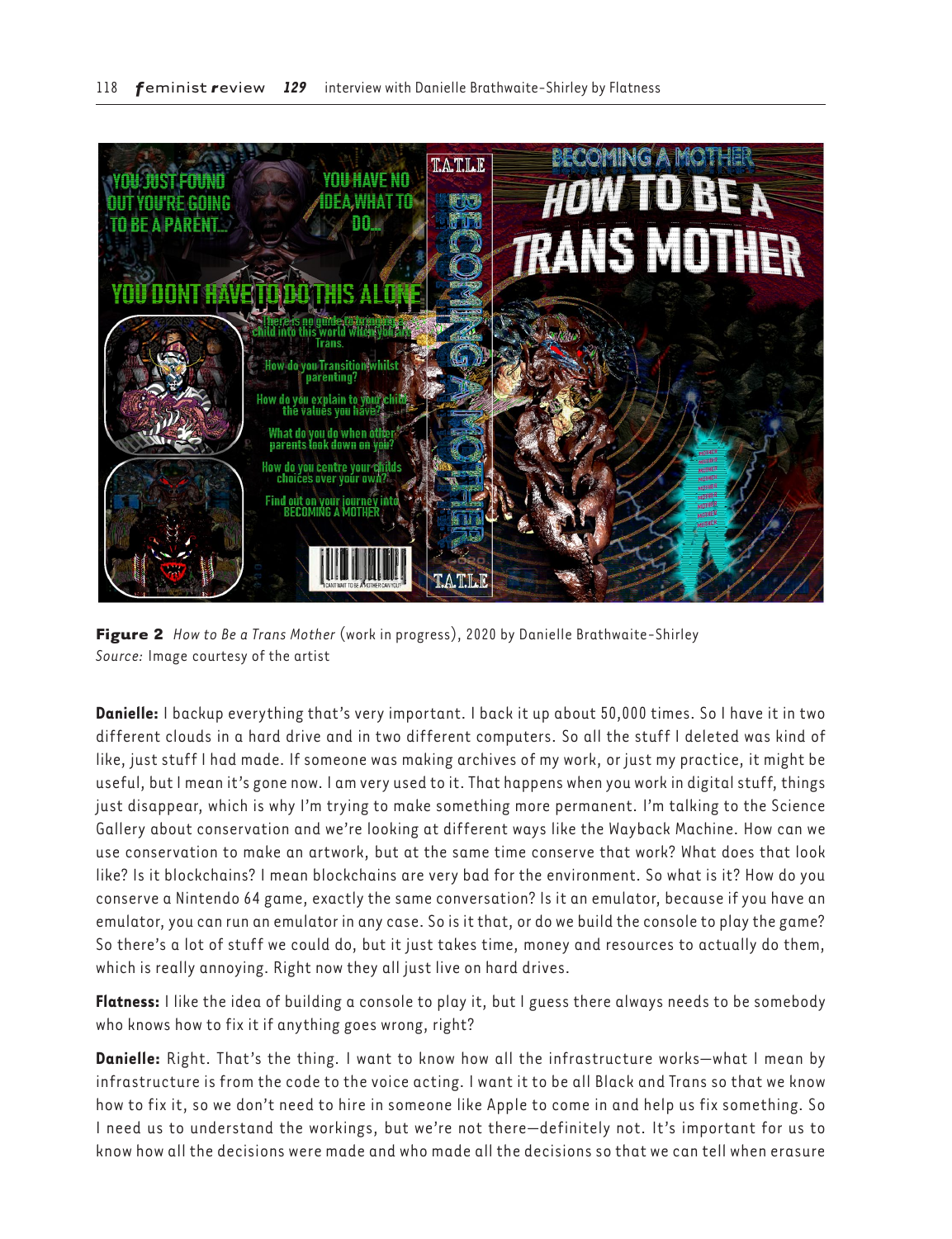**Figure 2** *How to Be a Trans Mother* (work in progress), 2020 by Danielle Brathwaite-Shirley
*Source:* Image courtesy of the artist

**Danielle:** I backup everything that's very important. I back it up about 50,000 times. So I have it in two different clouds in a hard drive and in two different computers. So all the stuff I deleted was kind of like, just stuff I had made. If someone was making archives of my work, or just my practice, it might be useful, but I mean it's gone now. I am very used to it. That happens when you work in digital stuff, things just disappear, which is why I'm trying to make something more permanent. I'm talking to the Science Gallery about conservation and we're looking at different ways like the Wayback Machine. How can we use conservation to make an artwork, but at the same time conserve that work? What does that look like? Is it blockchains? I mean blockchains are very bad for the environment. So what is it? How do you conserve a Nintendo 64 game, exactly the same conversation? Is it an emulator, because if you have an emulator, you can run an emulator in any case. So is it that, or do we build the console to play the game? So there's a lot of stuff we could do, but it just takes time, money and resources to actually do them, which is really annoying. Right now they all just live on hard drives.

**Flatness:** I like the idea of building a console to play it, but I guess there always needs to be somebody who knows how to fix it if anything goes wrong, right?

**Danielle:** Right. That's the thing. I want to know how all the infrastructure works—what I mean by infrastructure is from the code to the voice acting. I want it to be all Black and Trans so that we know how to fix it, so we don't need to hire in someone like Apple to come in and help us fix something. So I need us to understand the workings, but we're not there—definitely not. It's important for us to know how all the decisions were made and who made all the decisions so that we can tell when erasure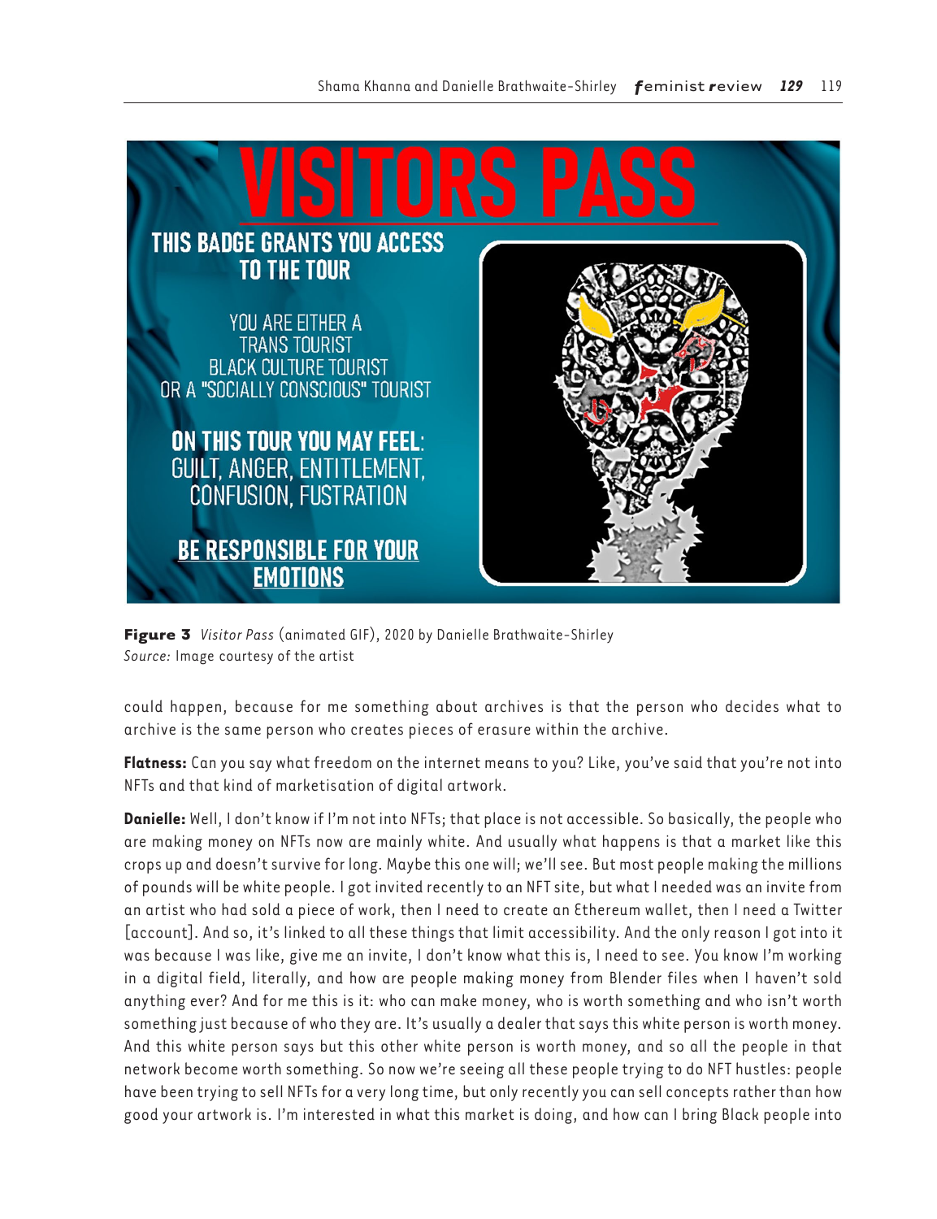**Figure 3** *Visitor Pass* (animated GIF), 2020 by Danielle Brathwaite-Shirley
*Source:* Image courtesy of the artist

could happen, because for me something about archives is that the person who decides what to archive is the same person who creates pieces of erasure within the archive.

**Flatness:** Can you say what freedom on the internet means to you? Like, you've said that you're not into NFTs and that kind of marketisation of digital artwork.

**Danielle:** Well, I don't know if I'm not into NFTs; that place is not accessible. So basically, the people who are making money on NFTs now are mainly white. And usually what happens is that a market like this crops up and doesn't survive for long. Maybe this one will; we'll see. But most people making the millions of pounds will be white people. I got invited recently to an NFT site, but what I needed was an invite from an artist who had sold a piece of work, then I need to create an Ethereum wallet, then I need a Twitter [account]. And so, it's linked to all these things that limit accessibility. And the only reason I got into it was because I was like, give me an invite, I don't know what this is, I need to see. You know I'm working in a digital field, literally, and how are people making money from Blender files when I haven't sold anything ever? And for me this is it: who can make money, who is worth something and who isn't worth something just because of who they are. It's usually a dealer that says this white person is worth money. And this white person says but this other white person is worth money, and so all the people in that network become worth something. So now we're seeing all these people trying to do NFT hustles: people have been trying to sell NFTs for a very long time, but only recently you can sell concepts rather than how good your artwork is. I'm interested in what this market is doing, and how can I bring Black people into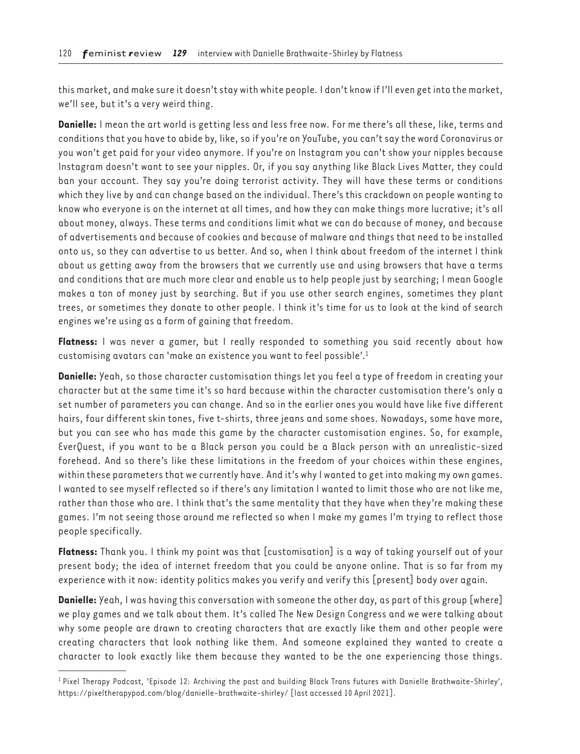this market, and make sure it doesn't stay with white people. I don't know if I'll even get into the market, we'll see, but it's a very weird thing.

**Danielle:** I mean the art world is getting less and less free now. For me there's all these, like, terms and conditions that you have to abide by, like, so if you're on YouTube, you can't say the word Coronavirus or you won't get paid for your video anymore. If you're on Instagram you can't show your nipples because Instagram doesn't want to see your nipples. Or, if you say anything like Black Lives Matter, they could ban your account. They say you're doing terrorist activity. They will have these terms or conditions which they live by and can change based on the individual. There's this crackdown on people wanting to know who everyone is on the internet at all times, and how they can make things more lucrative; it's all about money, always. These terms and conditions limit what we can do because of money, and because of advertisements and because of cookies and because of malware and things that need to be installed onto us, so they can advertise to us better. And so, when I think about freedom of the internet I think about us getting away from the browsers that we currently use and using browsers that have a terms and conditions that are much more clear and enable us to help people just by searching; I mean Google makes a ton of money just by searching. But if you use other search engines, sometimes they plant trees, or sometimes they donate to other people. I think it's time for us to look at the kind of search engines we're using as a form of gaining that freedom.

**Flatness:** I was never a gamer, but I really responded to something you said recently about how customising avatars can 'make an existence you want to feel possible'.[1]

**Danielle:** Yeah, so those character customisation things let you feel a type of freedom in creating your character but at the same time it's so hard because within the character customisation there's only a set number of parameters you can change. And so in the earlier ones you would have like five different hairs, four different skin tones, five t-shirts, three jeans and some shoes. Nowadays, some have more, but you can see who has made this game by the character customisation engines. So, for example, EverQuest, if you want to be a Black person you could be a Black person with an unrealistic-sized forehead. And so there's like these limitations in the freedom of your choices within these engines, within these parameters that we currently have. And it's why I wanted to get into making my own games. I wanted to see myself reflected so if there's any limitation I wanted to limit those who are not like me, rather than those who are. I think that's the same mentality that they have when they're making these games. I'm not seeing those around me reflected so when I make my games I'm trying to reflect those people specifically.

**Flatness:** Thank you. I think my point was that [customisation] is a way of taking yourself out of your present body; the idea of internet freedom that you could be anyone online. That is so far from my experience with it now: identity politics makes you verify and verify this [present] body over again.

**Danielle:** Yeah, I was having this conversation with someone the other day, as part of this group [where] we play games and we talk about them. It's called The New Design Congress and we were talking about why some people are drawn to creating characters that are exactly like them and other people were creating characters that look nothing like them. And someone explained they wanted to create a character to look exactly like them because they wanted to be the one experiencing those things.

---

[1] Pixel Therapy Podcast, 'Episode 12: Archiving the past and building Black Trans futures with Danielle Brathwaite-Shirley', https://pixeltherapypod.com/blog/danielle-brathwaite-shirley/ [last accessed 10 April 2021].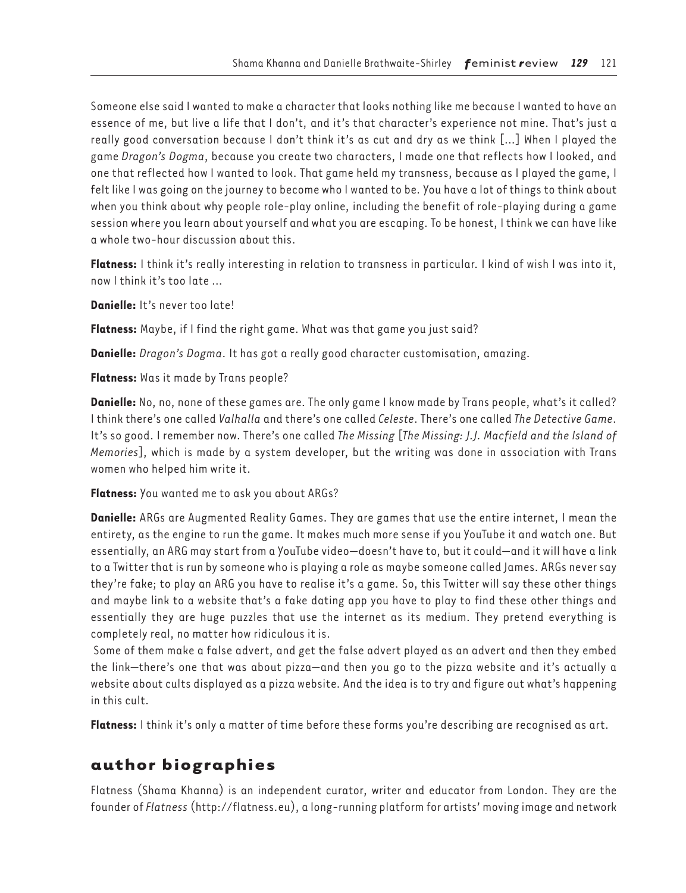Someone else said I wanted to make a character that looks nothing like me because I wanted to have an essence of me, but live a life that I don't, and it's that character's experience not mine. That's just a really good conversation because I don't think it's as cut and dry as we think [...] When I played the game *Dragon's Dogma*, because you create two characters, I made one that reflects how I looked, and one that reflected how I wanted to look. That game held my transness, because as I played the game, I felt like I was going on the journey to become who I wanted to be. You have a lot of things to think about when you think about why people role-play online, including the benefit of role-playing during a game session where you learn about yourself and what you are escaping. To be honest, I think we can have like a whole two-hour discussion about this.

**Flatness:** I think it's really interesting in relation to transness in particular. I kind of wish I was into it, now I think it's too late ...

**Danielle:** It's never too late!

**Flatness:** Maybe, if I find the right game. What was that game you just said?

**Danielle:** *Dragon's Dogma*. It has got a really good character customisation, amazing.

**Flatness:** Was it made by Trans people?

**Danielle:** No, no, none of these games are. The only game I know made by Trans people, what's it called? I think there's one called *Valhalla* and there's one called *Celeste*. There's one called *The Detective Game*. It's so good. I remember now. There's one called *The Missing* [*The Missing: J.J. Macfield and the Island of Memories*], which is made by a system developer, but the writing was done in association with Trans women who helped him write it.

**Flatness:** You wanted me to ask you about ARGs?

**Danielle:** ARGs are Augmented Reality Games. They are games that use the entire internet, I mean the entirety, as the engine to run the game. It makes much more sense if you YouTube it and watch one. But essentially, an ARG may start from a YouTube video—doesn't have to, but it could—and it will have a link to a Twitter that is run by someone who is playing a role as maybe someone called James. ARGs never say they're fake; to play an ARG you have to realise it's a game. So, this Twitter will say these other things and maybe link to a website that's a fake dating app you have to play to find these other things and essentially they are huge puzzles that use the internet as its medium. They pretend everything is completely real, no matter how ridiculous it is.

Some of them make a false advert, and get the false advert played as an advert and then they embed the link—there's one that was about pizza—and then you go to the pizza website and it's actually a website about cults displayed as a pizza website. And the idea is to try and figure out what's happening in this cult.

**Flatness:** I think it's only a matter of time before these forms you're describing are recognised as art.

## author biographies

Flatness (Shama Khanna) is an independent curator, writer and educator from London. They are the founder of *Flatness* (http://flatness.eu), a long-running platform for artists' moving image and network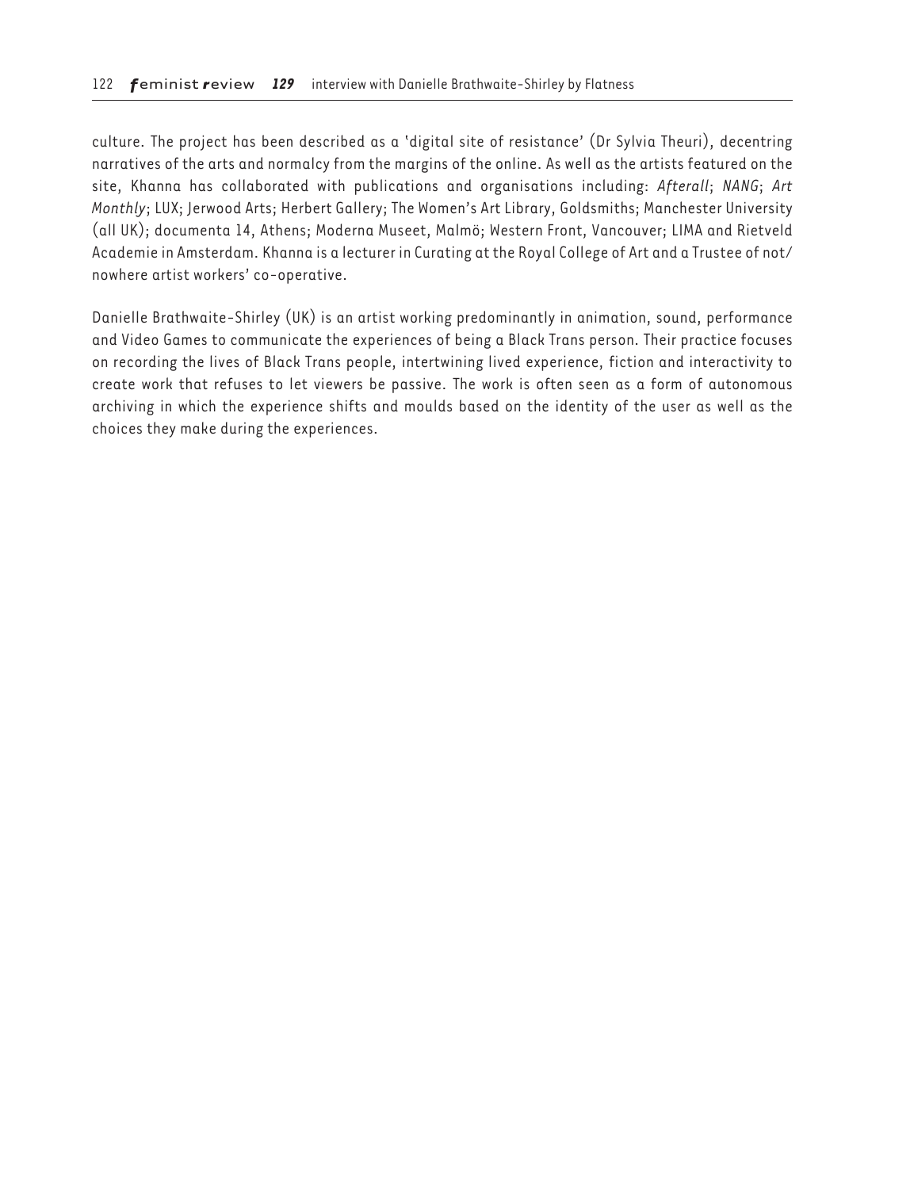culture. The project has been described as a 'digital site of resistance' (Dr Sylvia Theuri), decentring narratives of the arts and normalcy from the margins of the online. As well as the artists featured on the site, Khanna has collaborated with publications and organisations including: *Afterall*; *NANG*; *Art Monthly*; LUX; Jerwood Arts; Herbert Gallery; The Women's Art Library, Goldsmiths; Manchester University (all UK); documenta 14, Athens; Moderna Museet, Malmö; Western Front, Vancouver; LIMA and Rietveld Academie in Amsterdam. Khanna is a lecturer in Curating at the Royal College of Art and a Trustee of not/nowhere artist workers' co-operative.

Danielle Brathwaite-Shirley (UK) is an artist working predominantly in animation, sound, performance and Video Games to communicate the experiences of being a Black Trans person. Their practice focuses on recording the lives of Black Trans people, intertwining lived experience, fiction and interactivity to create work that refuses to let viewers be passive. The work is often seen as a form of autonomous archiving in which the experience shifts and moulds based on the identity of the user as well as the choices they make during the experiences.